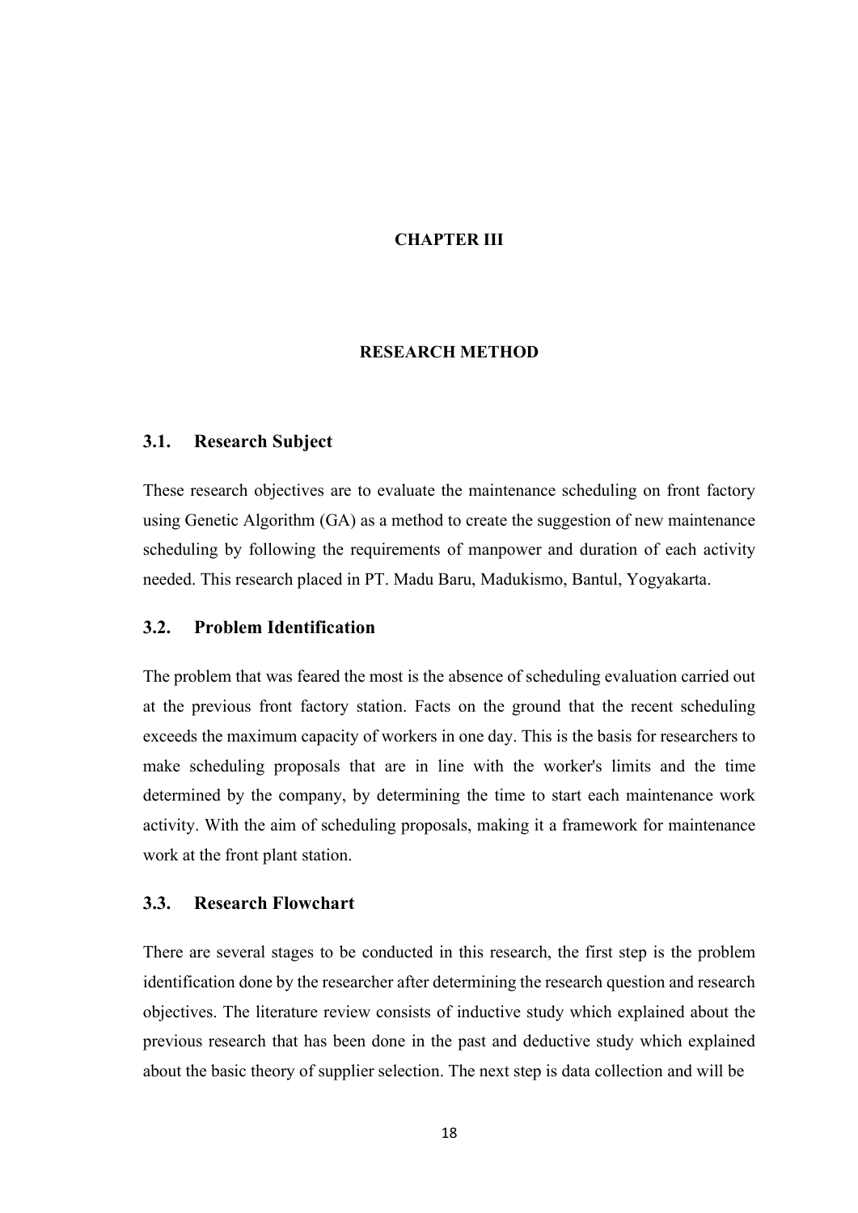# CHAPTER III

# RESEARCH METHOD

## 3.1. Research Subject

These research objectives are to evaluate the maintenance scheduling on front factory using Genetic Algorithm (GA) as a method to create the suggestion of new maintenance scheduling by following the requirements of manpower and duration of each activity needed. This research placed in PT. Madu Baru, Madukismo, Bantul, Yogyakarta.

## 3.2. Problem Identification

The problem that was feared the most is the absence of scheduling evaluation carried out at the previous front factory station. Facts on the ground that the recent scheduling exceeds the maximum capacity of workers in one day. This is the basis for researchers to make scheduling proposals that are in line with the worker's limits and the time determined by the company, by determining the time to start each maintenance work activity. With the aim of scheduling proposals, making it a framework for maintenance work at the front plant station.

## 3.3. Research Flowchart

There are several stages to be conducted in this research, the first step is the problem identification done by the researcher after determining the research question and research objectives. The literature review consists of inductive study which explained about the previous research that has been done in the past and deductive study which explained about the basic theory of supplier selection. The next step is data collection and will be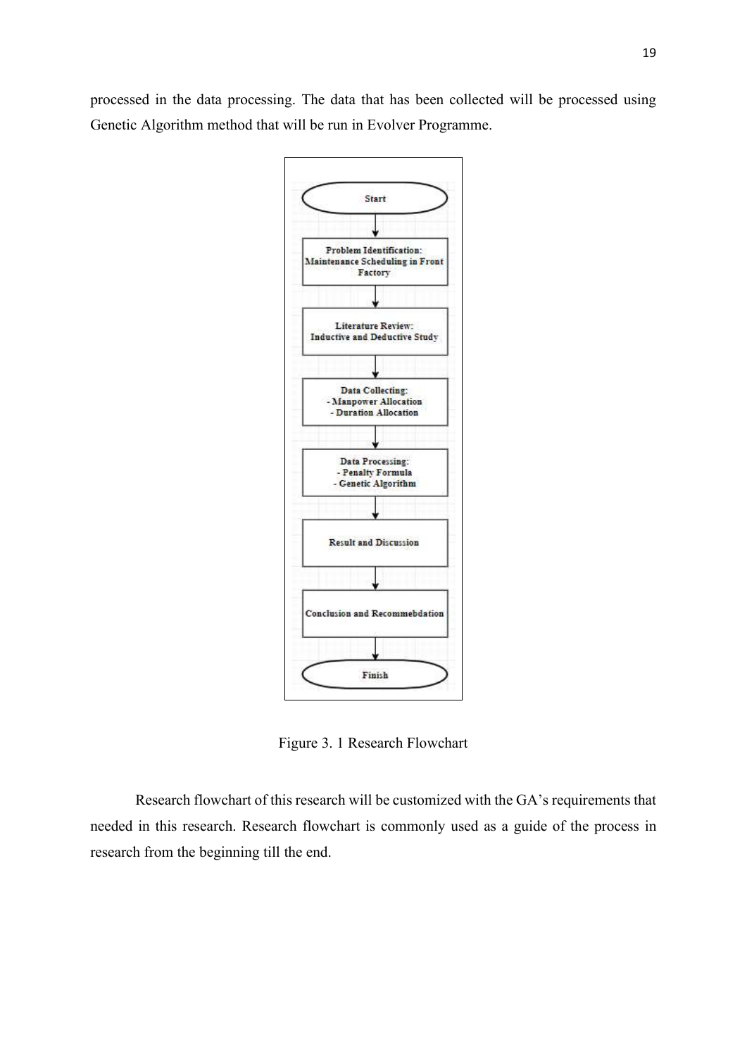processed in the data processing. The data that has been collected will be processed using Genetic Algorithm method that will be run in Evolver Programme.

Start

↓

Problem Identification:
Maintenance Scheduling in Front Factory

↓

Literature Review:
Inductive and Deductive Study

↓

Data Collecting:
- Manpower Allocation
- Duration Allocation

↓

Data Processing:
- Penalty Formula
- Genetic Algorithm

↓

Result and Discussion

↓

Conclusion and Recommebdation

↓

Finish

Figure 3. 1 Research Flowchart

Research flowchart of this research will be customized with the GA's requirements that needed in this research. Research flowchart is commonly used as a guide of the process in research from the beginning till the end.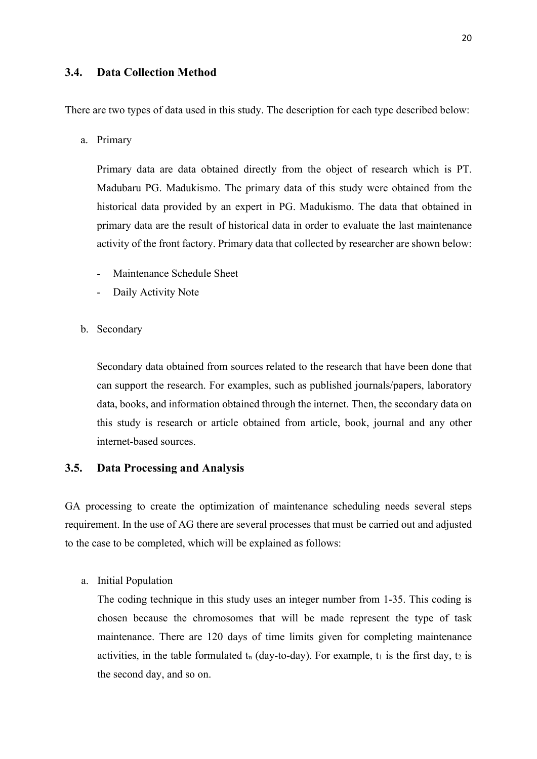### 3.4. Data Collection Method

There are two types of data used in this study. The description for each type described below:

a. Primary

   Primary data are data obtained directly from the object of research which is PT. Madubaru PG. Madukismo. The primary data of this study were obtained from the historical data provided by an expert in PG. Madukismo. The data that obtained in primary data are the result of historical data in order to evaluate the last maintenance activity of the front factory. Primary data that collected by researcher are shown below:

   - Maintenance Schedule Sheet
   - Daily Activity Note

b. Secondary

   Secondary data obtained from sources related to the research that have been done that can support the research. For examples, such as published journals/papers, laboratory data, books, and information obtained through the internet. Then, the secondary data on this study is research or article obtained from article, book, journal and any other internet-based sources.

### 3.5. Data Processing and Analysis

GA processing to create the optimization of maintenance scheduling needs several steps requirement. In the use of AG there are several processes that must be carried out and adjusted to the case to be completed, which will be explained as follows:

a. Initial Population

   The coding technique in this study uses an integer number from 1-35. This coding is chosen because the chromosomes that will be made represent the type of task maintenance. There are 120 days of time limits given for completing maintenance activities, in the table formulated $t_n$ (day-to-day). For example, $t_1$ is the first day, $t_2$ is the second day, and so on.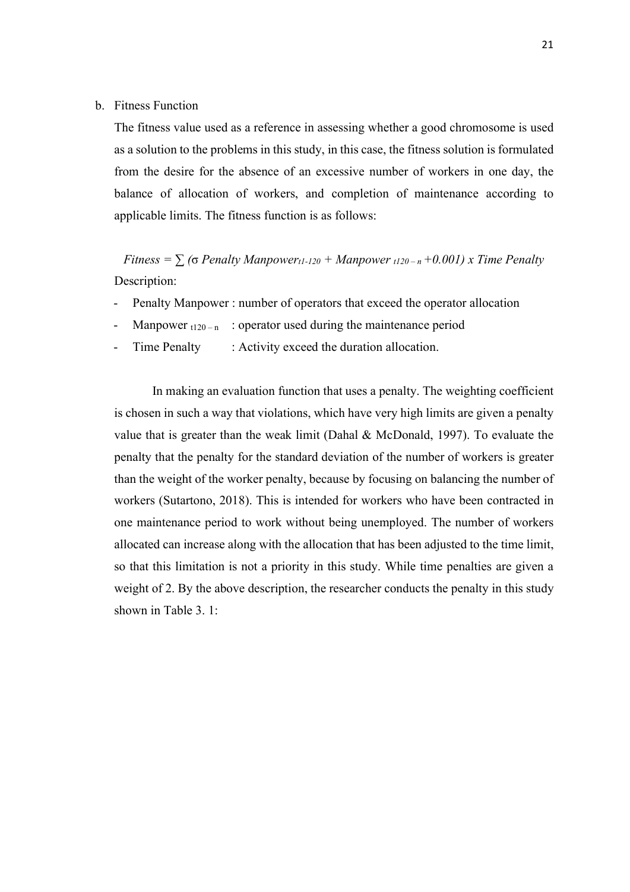b. Fitness Function

The fitness value used as a reference in assessing whether a good chromosome is used as a solution to the problems in this study, in this case, the fitness solution is formulated from the desire for the absence of an excessive number of workers in one day, the balance of allocation of workers, and completion of maintenance according to applicable limits. The fitness function is as follows:

$$Fitness = \sum (\sigma\ Penalty\ Manpower_{t1-120} + Manpower_{t120-n} + 0.001) \times Time\ Penalty$$

Description:

- Penalty Manpower : number of operators that exceed the operator allocation
- Manpower $_{t120-n}$ : operator used during the maintenance period
- Time Penalty : Activity exceed the duration allocation.

In making an evaluation function that uses a penalty. The weighting coefficient is chosen in such a way that violations, which have very high limits are given a penalty value that is greater than the weak limit (Dahal & McDonald, 1997). To evaluate the penalty that the penalty for the standard deviation of the number of workers is greater than the weight of the worker penalty, because by focusing on balancing the number of workers (Sutartono, 2018). This is intended for workers who have been contracted in one maintenance period to work without being unemployed. The number of workers allocated can increase along with the allocation that has been adjusted to the time limit, so that this limitation is not a priority in this study. While time penalties are given a weight of 2. By the above description, the researcher conducts the penalty in this study shown in Table 3. 1: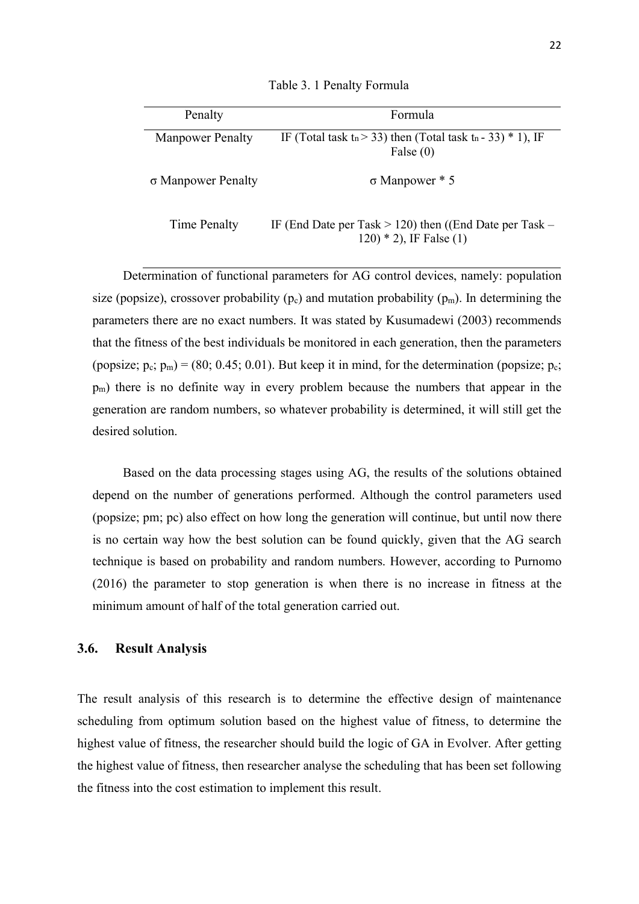Table 3. 1 Penalty Formula

| Penalty | Formula |
|---|---|
| Manpower Penalty | IF (Total task $t_n > 33$) then (Total task $t_n$ - 33) * 1), IF False (0) |
| σ Manpower Penalty | σ Manpower * 5 |
| Time Penalty | IF (End Date per Task > 120) then ((End Date per Task – 120) * 2), IF False (1) |

Determination of functional parameters for AG control devices, namely: population size (popsize), crossover probability ($p_c$) and mutation probability ($p_m$). In determining the parameters there are no exact numbers. It was stated by Kusumadewi (2003) recommends that the fitness of the best individuals be monitored in each generation, then the parameters (popsize; $p_c$; $p_m$) = (80; 0.45; 0.01). But keep it in mind, for the determination (popsize; $p_c$; $p_m$) there is no definite way in every problem because the numbers that appear in the generation are random numbers, so whatever probability is determined, it will still get the desired solution.

Based on the data processing stages using AG, the results of the solutions obtained depend on the number of generations performed. Although the control parameters used (popsize; pm; pc) also effect on how long the generation will continue, but until now there is no certain way how the best solution can be found quickly, given that the AG search technique is based on probability and random numbers. However, according to Purnomo (2016) the parameter to stop generation is when there is no increase in fitness at the minimum amount of half of the total generation carried out.

### 3.6. Result Analysis

The result analysis of this research is to determine the effective design of maintenance scheduling from optimum solution based on the highest value of fitness, to determine the highest value of fitness, the researcher should build the logic of GA in Evolver. After getting the highest value of fitness, then researcher analyse the scheduling that has been set following the fitness into the cost estimation to implement this result.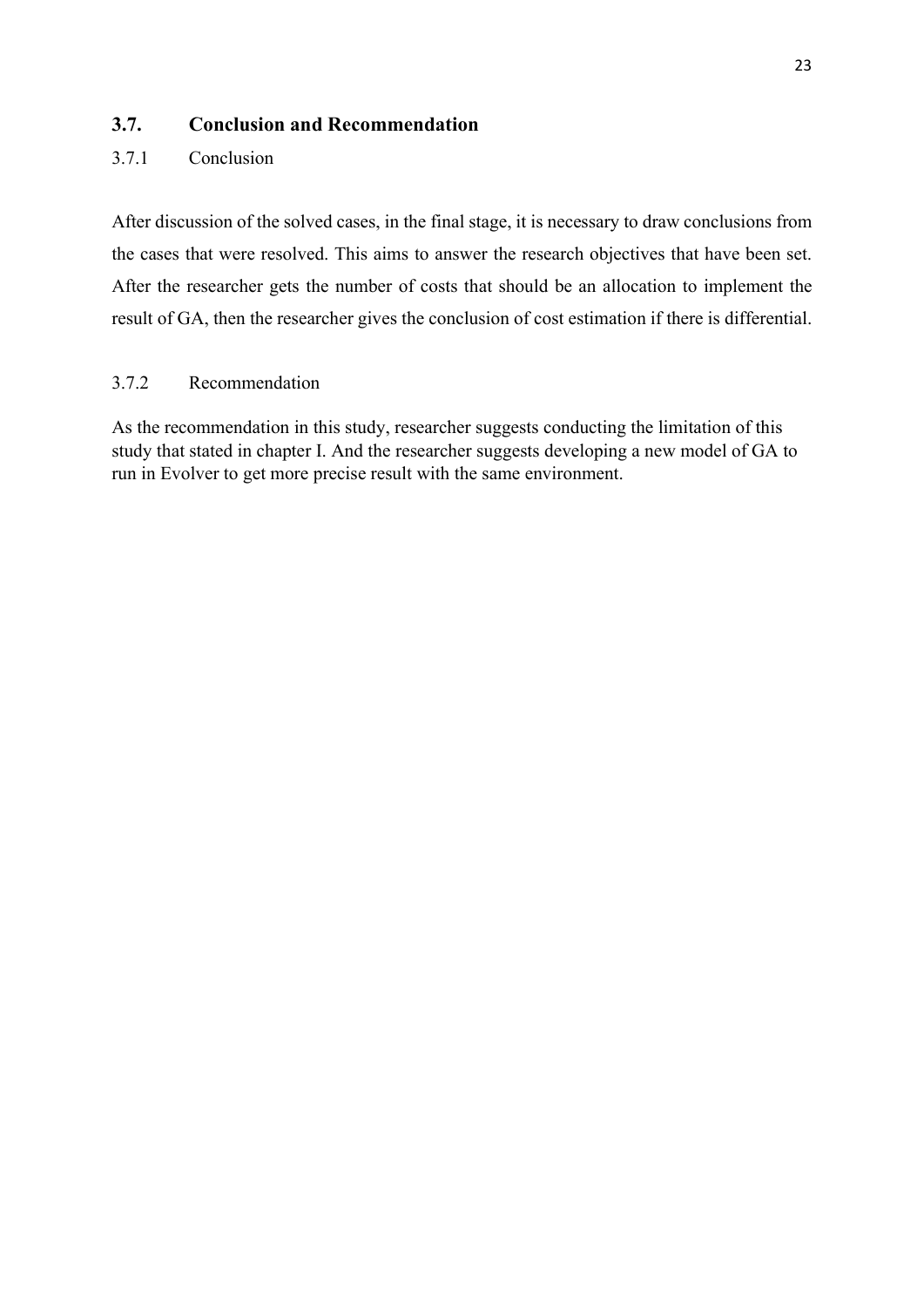## 3.7. Conclusion and Recommendation

### 3.7.1 Conclusion

After discussion of the solved cases, in the final stage, it is necessary to draw conclusions from the cases that were resolved. This aims to answer the research objectives that have been set. After the researcher gets the number of costs that should be an allocation to implement the result of GA, then the researcher gives the conclusion of cost estimation if there is differential.

### 3.7.2 Recommendation

As the recommendation in this study, researcher suggests conducting the limitation of this study that stated in chapter I. And the researcher suggests developing a new model of GA to run in Evolver to get more precise result with the same environment.